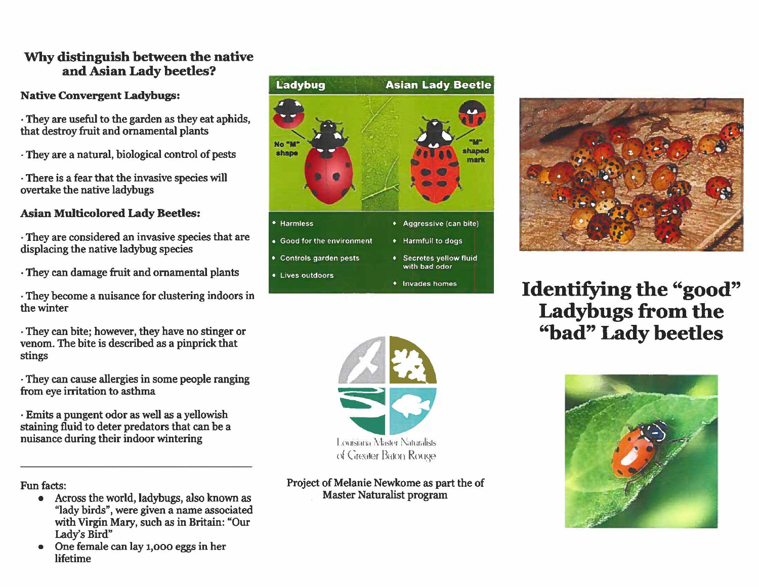## Why distinguish between the native and Asian Lady beetles?

**Native Convergent Ladybugs:**

· They are useful to the garden as they eat aphids, that destroy fruit and ornamental plants

· They are a natural, biological control of pests

· There is a fear that the invasive species will overtake the native ladybugs

**Asian Multicolored Lady Beetles:**

· They are considered an invasive species that are displacing the native ladybug species

· They can damage fruit and ornamental plants

· They become a nuisance for clustering indoors in the winter

· They can bite; however, they have no stinger or venom. The bite is described as a pinprick that stings

· They can cause allergies in some people ranging from eye irritation to asthma

· Emits a pungent odor as well as a yellowish staining fluid to deter predators that can be a nuisance during their indoor wintering

---

Fun facts:

- Across the world, ladybugs, also known as "lady birds", were given a name associated with Virgin Mary, such as in Britain: "Our Lady's Bird"
- One female can lay 1,000 eggs in her lifetime

| Ladybug | Asian Lady Beetle |
| --- | --- |
| No "M" shape | "M" shaped mark |
| • Harmless | • Aggressive (can bite) |
| • Good for the environment | • Harmfull to dogs |
| • Controls garden pests | • Secretes yellow fluid with bad odor |
| • Lives outdoors | • Invades homes |

Louisiana Master Naturalists of Greater Baton Rouge

Project of Melanie Newkome as part the of Master Naturalist program

# Identifying the "good" Ladybugs from the "bad" Lady beetles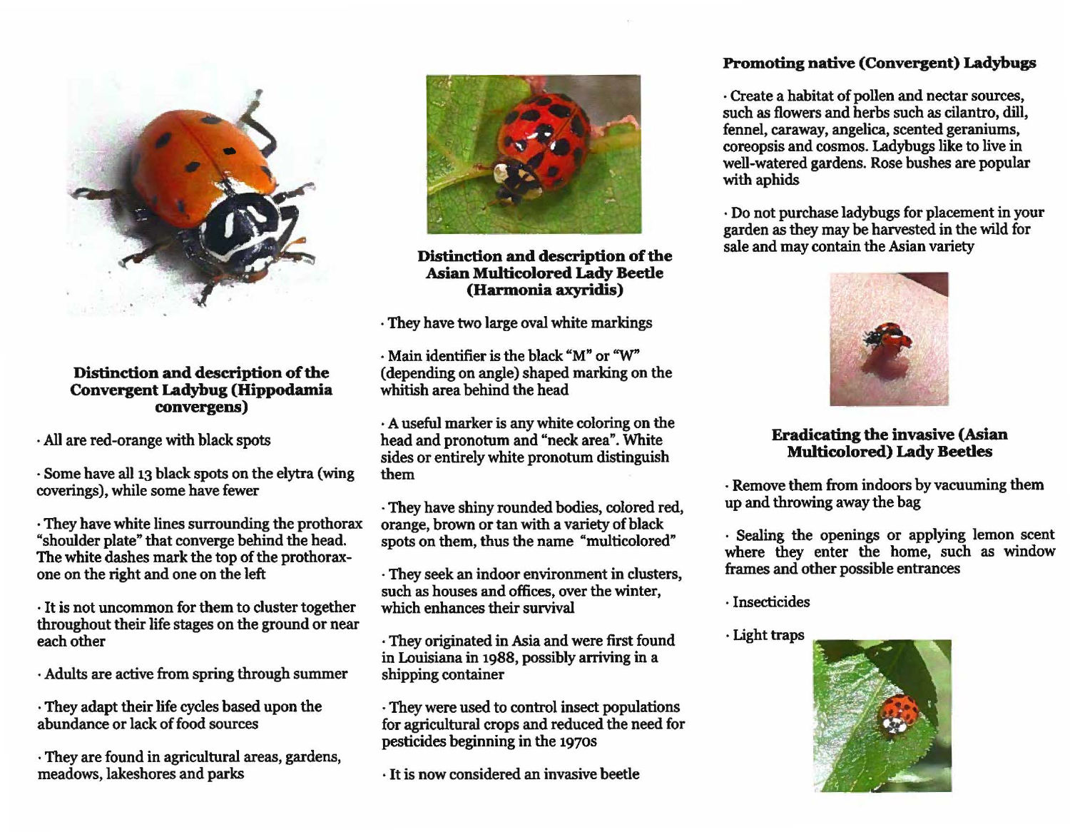## Distinction and description of the Convergent Ladybug (Hippodamia convergens)

- All are red-orange with black spots
- Some have all 13 black spots on the elytra (wing coverings), while some have fewer
- They have white lines surrounding the prothorax "shoulder plate" that converge behind the head. The white dashes mark the top of the prothorax- one on the right and one on the left
- It is not uncommon for them to cluster together throughout their life stages on the ground or near each other
- Adults are active from spring through summer
- They adapt their life cycles based upon the abundance or lack of food sources
- They are found in agricultural areas, gardens, meadows, lakeshores and parks

## Distinction and description of the Asian Multicolored Lady Beetle (Harmonia axyridis)

- They have two large oval white markings
- Main identifier is the black "M" or "W" (depending on angle) shaped marking on the whitish area behind the head
- A useful marker is any white coloring on the head and pronotum and "neck area". White sides or entirely white pronotum distinguish them
- They have shiny rounded bodies, colored red, orange, brown or tan with a variety of black spots on them, thus the name "multicolored"
- They seek an indoor environment in clusters, such as houses and offices, over the winter, which enhances their survival
- They originated in Asia and were first found in Louisiana in 1988, possibly arriving in a shipping container
- They were used to control insect populations for agricultural crops and reduced the need for pesticides beginning in the 1970s
- It is now considered an invasive beetle

## Promoting native (Convergent) Ladybugs

- Create a habitat of pollen and nectar sources, such as flowers and herbs such as cilantro, dill, fennel, caraway, angelica, scented geraniums, coreopsis and cosmos. Ladybugs like to live in well-watered gardens. Rose bushes are popular with aphids
- Do not purchase ladybugs for placement in your garden as they may be harvested in the wild for sale and may contain the Asian variety

## Eradicating the invasive (Asian Multicolored) Lady Beetles

- Remove them from indoors by vacuuming them up and throwing away the bag
- Sealing the openings or applying lemon scent where they enter the home, such as window frames and other possible entrances
- Insecticides
- Light traps